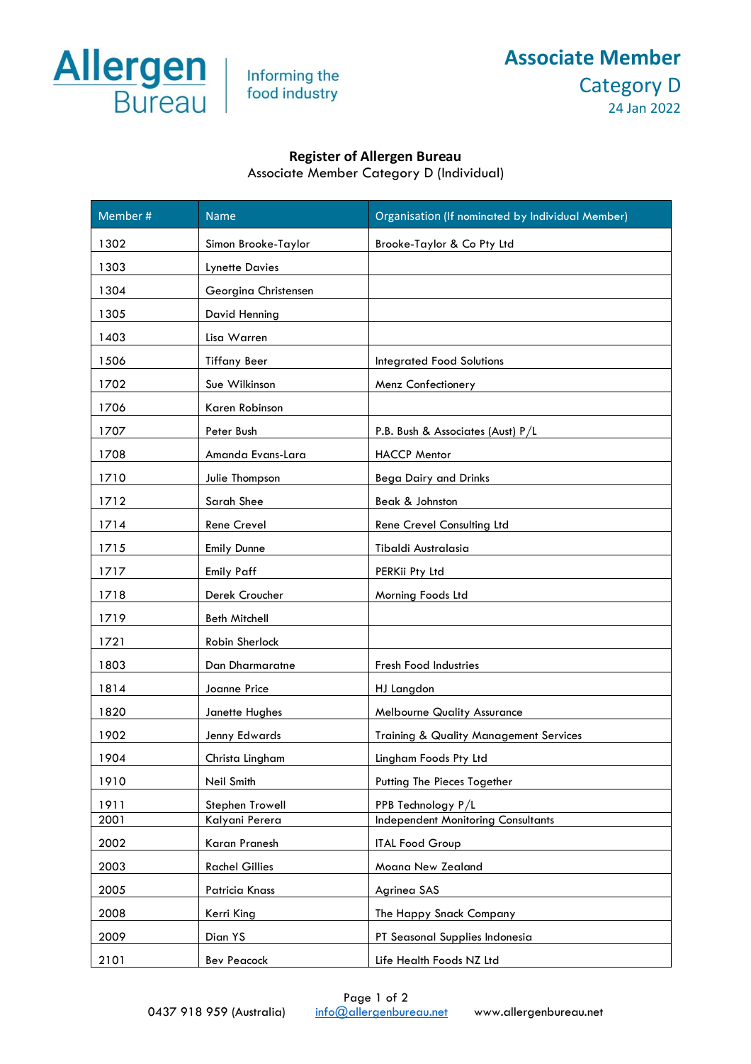Allergen Bureau | Informing the food industry

**Associate Member**
Category D
24 Jan 2022

## Register of Allergen Bureau

Associate Member Category D (Individual)

| Member # | Name | Organisation (If nominated by Individual Member) |
|---|---|---|
| 1302 | Simon Brooke-Taylor | Brooke-Taylor & Co Pty Ltd |
| 1303 | Lynette Davies | |
| 1304 | Georgina Christensen | |
| 1305 | David Henning | |
| 1403 | Lisa Warren | |
| 1506 | Tiffany Beer | Integrated Food Solutions |
| 1702 | Sue Wilkinson | Menz Confectionery |
| 1706 | Karen Robinson | |
| 1707 | Peter Bush | P.B. Bush & Associates (Aust) P/L |
| 1708 | Amanda Evans-Lara | HACCP Mentor |
| 1710 | Julie Thompson | Bega Dairy and Drinks |
| 1712 | Sarah Shee | Beak & Johnston |
| 1714 | Rene Crevel | Rene Crevel Consulting Ltd |
| 1715 | Emily Dunne | Tibaldi Australasia |
| 1717 | Emily Paff | PERKii Pty Ltd |
| 1718 | Derek Croucher | Morning Foods Ltd |
| 1719 | Beth Mitchell | |
| 1721 | Robin Sherlock | |
| 1803 | Dan Dharmaratne | Fresh Food Industries |
| 1814 | Joanne Price | HJ Langdon |
| 1820 | Janette Hughes | Melbourne Quality Assurance |
| 1902 | Jenny Edwards | Training & Quality Management Services |
| 1904 | Christa Lingham | Lingham Foods Pty Ltd |
| 1910 | Neil Smith | Putting The Pieces Together |
| 1911 | Stephen Trowell | PPB Technology P/L |
| 2001 | Kalyani Perera | Independent Monitoring Consultants |
| 2002 | Karan Pranesh | ITAL Food Group |
| 2003 | Rachel Gillies | Moana New Zealand |
| 2005 | Patricia Knass | Agrinea SAS |
| 2008 | Kerri King | The Happy Snack Company |
| 2009 | Dian YS | PT Seasonal Supplies Indonesia |
| 2101 | Bev Peacock | Life Health Foods NZ Ltd |

0437 918 959 (Australia) info@allergenbureau.net www.allergenbureau.net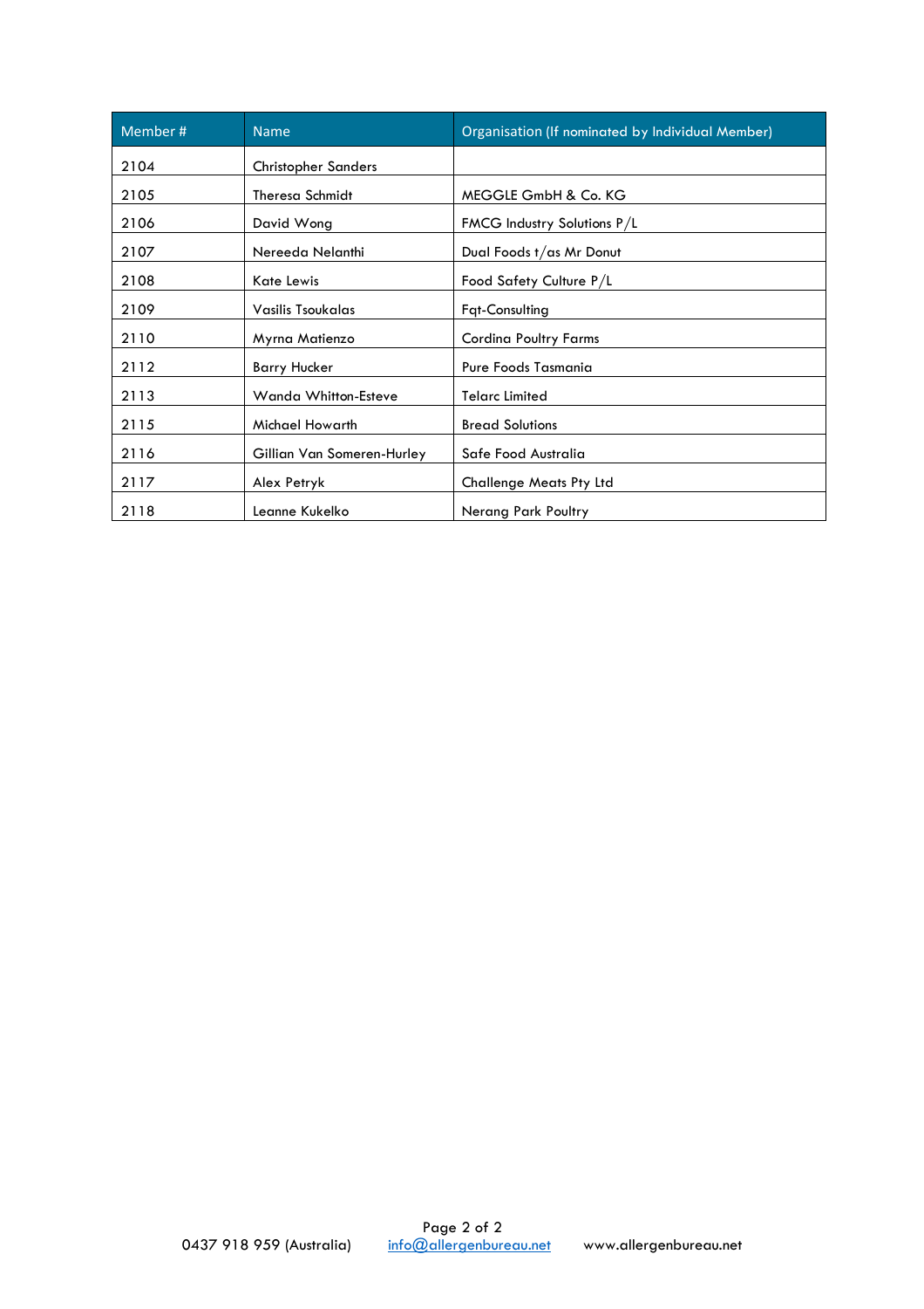| Member # | Name | Organisation (If nominated by Individual Member) |
| --- | --- | --- |
| 2104 | Christopher Sanders | |
| 2105 | Theresa Schmidt | MEGGLE GmbH & Co. KG |
| 2106 | David Wong | FMCG Industry Solutions P/L |
| 2107 | Nereeda Nelanthi | Dual Foods t/as Mr Donut |
| 2108 | Kate Lewis | Food Safety Culture P/L |
| 2109 | Vasilis Tsoukalas | Fqt-Consulting |
| 2110 | Myrna Matienzo | Cordina Poultry Farms |
| 2112 | Barry Hucker | Pure Foods Tasmania |
| 2113 | Wanda Whitton-Esteve | Telarc Limited |
| 2115 | Michael Howarth | Bread Solutions |
| 2116 | Gillian Van Someren-Hurley | Safe Food Australia |
| 2117 | Alex Petryk | Challenge Meats Pty Ltd |
| 2118 | Leanne Kukelko | Nerang Park Poultry |

0437 918 959 (Australia) info@allergenbureau.net www.allergenbureau.net